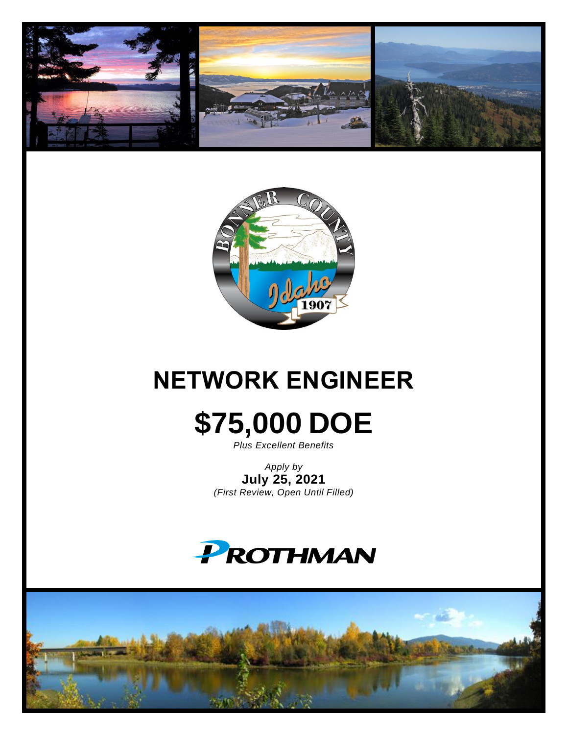# NETWORK ENGINEER

# $75,000 DOE

*Plus Excellent Benefits*

*Apply by*
**July 25, 2021**
*(First Review, Open Until Filled)*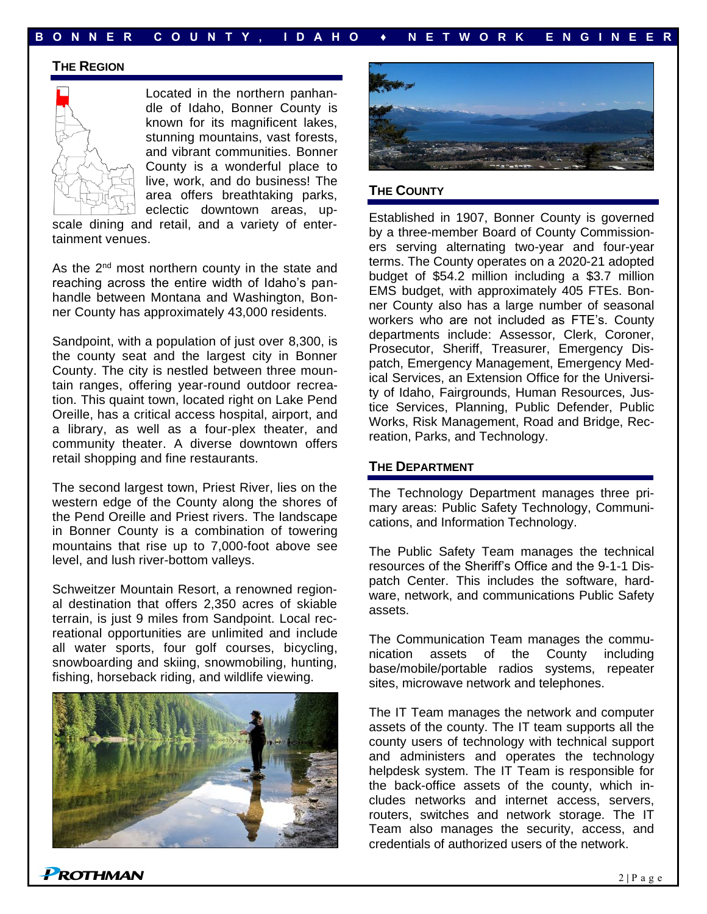## THE REGION

Located in the northern panhandle of Idaho, Bonner County is known for its magnificent lakes, stunning mountains, vast forests, and vibrant communities. Bonner County is a wonderful place to live, work, and do business! The area offers breathtaking parks, eclectic downtown areas, upscale dining and retail, and a variety of entertainment venues.

As the 2nd most northern county in the state and reaching across the entire width of Idaho's panhandle between Montana and Washington, Bonner County has approximately 43,000 residents.

Sandpoint, with a population of just over 8,300, is the county seat and the largest city in Bonner County. The city is nestled between three mountain ranges, offering year-round outdoor recreation. This quaint town, located right on Lake Pend Oreille, has a critical access hospital, airport, and a library, as well as a four-plex theater, and community theater. A diverse downtown offers retail shopping and fine restaurants.

The second largest town, Priest River, lies on the western edge of the County along the shores of the Pend Oreille and Priest rivers. The landscape in Bonner County is a combination of towering mountains that rise up to 7,000-foot above see level, and lush river-bottom valleys.

Schweitzer Mountain Resort, a renowned regional destination that offers 2,350 acres of skiable terrain, is just 9 miles from Sandpoint. Local recreational opportunities are unlimited and include all water sports, four golf courses, bicycling, snowboarding and skiing, snowmobiling, hunting, fishing, horseback riding, and wildlife viewing.

## THE COUNTY

Established in 1907, Bonner County is governed by a three-member Board of County Commissioners serving alternating two-year and four-year terms. The County operates on a 2020-21 adopted budget of $54.2 million including a $3.7 million EMS budget, with approximately 405 FTEs. Bonner County also has a large number of seasonal workers who are not included as FTE's. County departments include: Assessor, Clerk, Coroner, Prosecutor, Sheriff, Treasurer, Emergency Dispatch, Emergency Management, Emergency Medical Services, an Extension Office for the University of Idaho, Fairgrounds, Human Resources, Justice Services, Planning, Public Defender, Public Works, Risk Management, Road and Bridge, Recreation, Parks, and Technology.

## THE DEPARTMENT

The Technology Department manages three primary areas: Public Safety Technology, Communications, and Information Technology.

The Public Safety Team manages the technical resources of the Sheriff's Office and the 9-1-1 Dispatch Center. This includes the software, hardware, network, and communications Public Safety assets.

The Communication Team manages the communication assets of the County including base/mobile/portable radios systems, repeater sites, microwave network and telephones.

The IT Team manages the network and computer assets of the county. The IT team supports all the county users of technology with technical support and administers and operates the technology helpdesk system. The IT Team is responsible for the back-office assets of the county, which includes networks and internet access, servers, routers, switches and network storage. The IT Team also manages the security, access, and credentials of authorized users of the network.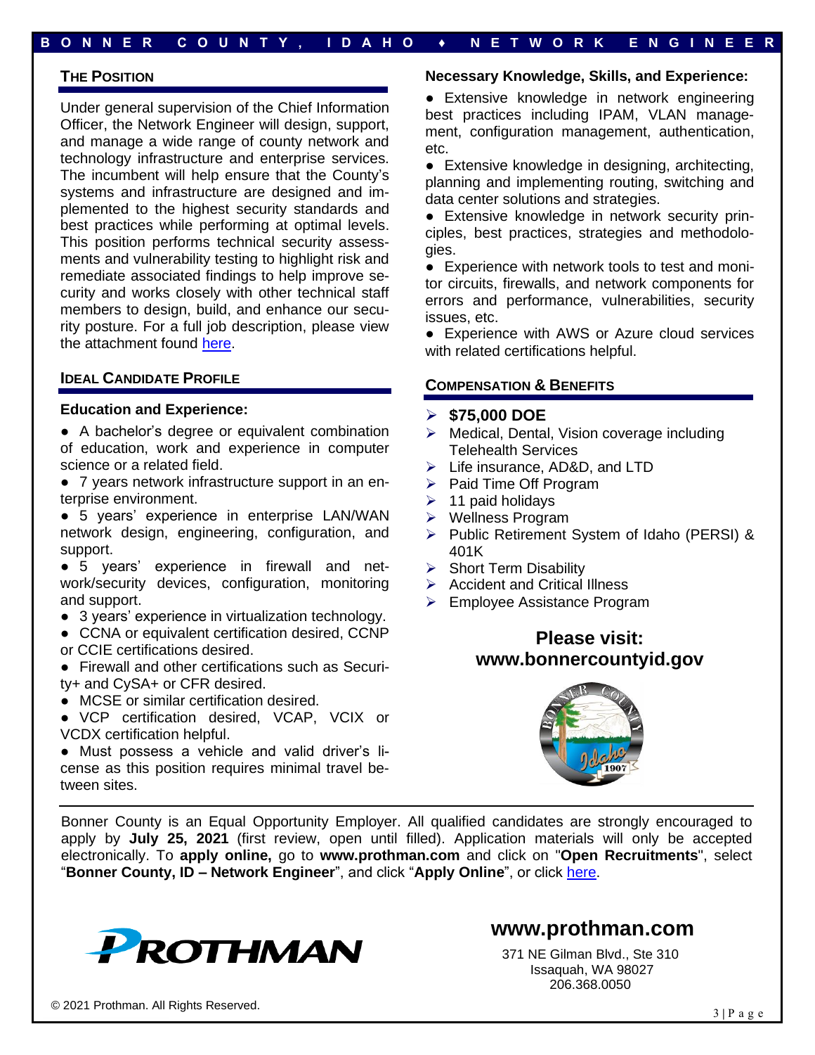## THE POSITION

Under general supervision of the Chief Information Officer, the Network Engineer will design, support, and manage a wide range of county network and technology infrastructure and enterprise services. The incumbent will help ensure that the County's systems and infrastructure are designed and implemented to the highest security standards and best practices while performing at optimal levels. This position performs technical security assessments and vulnerability testing to highlight risk and remediate associated findings to help improve security and works closely with other technical staff members to design, build, and enhance our security posture. For a full job description, please view the attachment found here.

## IDEAL CANDIDATE PROFILE

### Education and Experience:

- A bachelor's degree or equivalent combination of education, work and experience in computer science or a related field.
- 7 years network infrastructure support in an enterprise environment.
- 5 years' experience in enterprise LAN/WAN network design, engineering, configuration, and support.
- 5 years' experience in firewall and network/security devices, configuration, monitoring and support.
- 3 years' experience in virtualization technology.
- CCNA or equivalent certification desired, CCNP or CCIE certifications desired.
- Firewall and other certifications such as Security+ and CySA+ or CFR desired.
- MCSE or similar certification desired.
- VCP certification desired, VCAP, VCIX or VCDX certification helpful.
- Must possess a vehicle and valid driver's license as this position requires minimal travel between sites.

### Necessary Knowledge, Skills, and Experience:

- Extensive knowledge in network engineering best practices including IPAM, VLAN management, configuration management, authentication, etc.
- Extensive knowledge in designing, architecting, planning and implementing routing, switching and data center solutions and strategies.
- Extensive knowledge in network security principles, best practices, strategies and methodologies.
- Experience with network tools to test and monitor circuits, firewalls, and network components for errors and performance, vulnerabilities, security issues, etc.
- Experience with AWS or Azure cloud services with related certifications helpful.

## COMPENSATION & BENEFITS

- **$75,000 DOE**
- Medical, Dental, Vision coverage including Telehealth Services
- Life insurance, AD&D, and LTD
- Paid Time Off Program
- 11 paid holidays
- Wellness Program
- Public Retirement System of Idaho (PERSI) & 401K
- Short Term Disability
- Accident and Critical Illness
- Employee Assistance Program

**Please visit: www.bonnercountyid.gov**

Bonner County is an Equal Opportunity Employer. All qualified candidates are strongly encouraged to apply by **July 25, 2021** (first review, open until filled). Application materials will only be accepted electronically. To **apply online,** go to **www.prothman.com** and click on "**Open Recruitments**", select "**Bonner County, ID – Network Engineer**", and click "**Apply Online**", or click here.

PROTHMAN

**www.prothman.com**

371 NE Gilman Blvd., Ste 310
Issaquah, WA 98027
206.368.0050

© 2021 Prothman. All Rights Reserved.